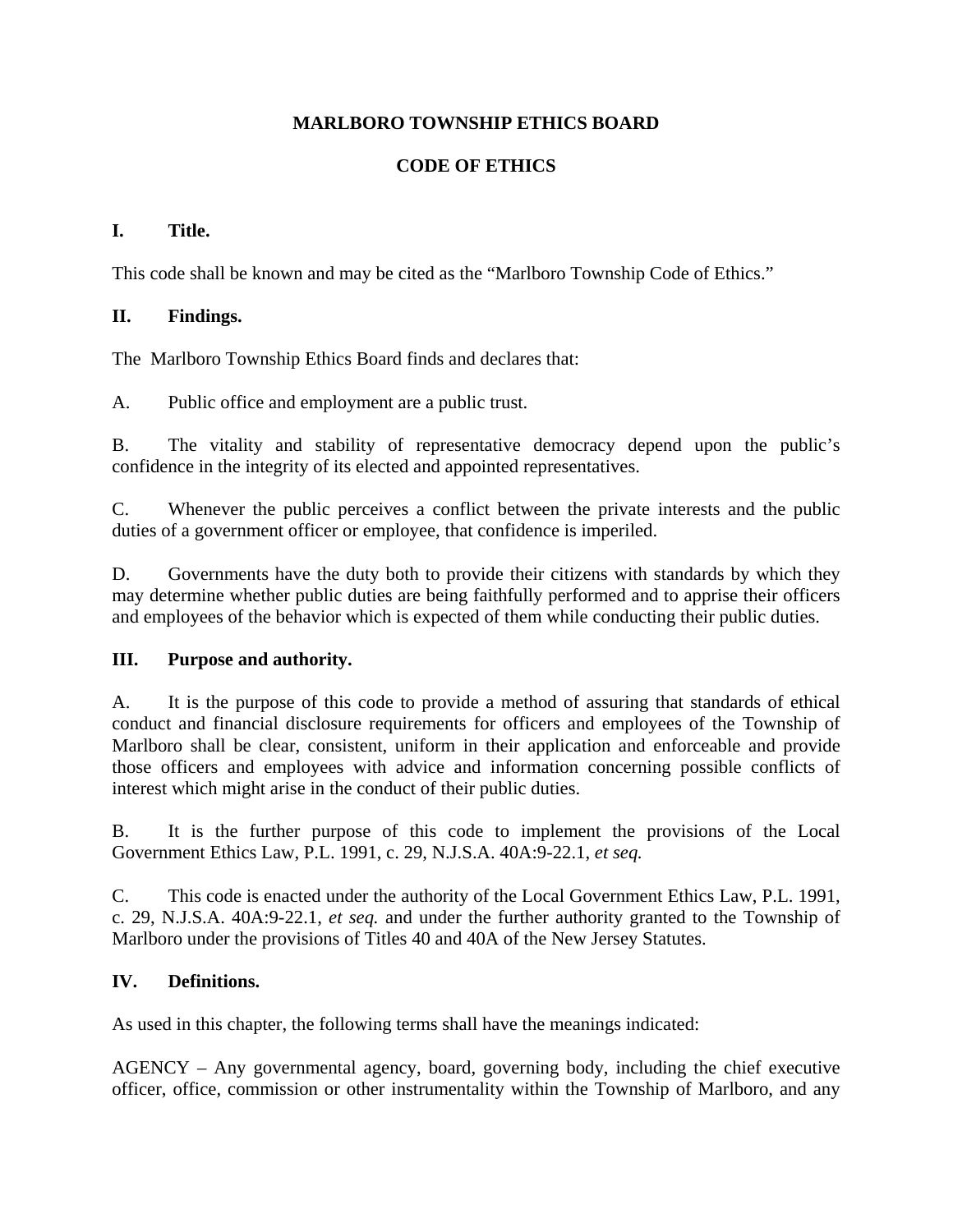# MARLBORO TOWNSHIP ETHICS BOARD

# CODE OF ETHICS

## I. Title.

This code shall be known and may be cited as the "Marlboro Township Code of Ethics."

## II. Findings.

The Marlboro Township Ethics Board finds and declares that:

A. Public office and employment are a public trust.

B. The vitality and stability of representative democracy depend upon the public's confidence in the integrity of its elected and appointed representatives.

C. Whenever the public perceives a conflict between the private interests and the public duties of a government officer or employee, that confidence is imperiled.

D. Governments have the duty both to provide their citizens with standards by which they may determine whether public duties are being faithfully performed and to apprise their officers and employees of the behavior which is expected of them while conducting their public duties.

## III. Purpose and authority.

A. It is the purpose of this code to provide a method of assuring that standards of ethical conduct and financial disclosure requirements for officers and employees of the Township of Marlboro shall be clear, consistent, uniform in their application and enforceable and provide those officers and employees with advice and information concerning possible conflicts of interest which might arise in the conduct of their public duties.

B. It is the further purpose of this code to implement the provisions of the Local Government Ethics Law, P.L. 1991, c. 29, N.J.S.A. 40A:9-22.1, *et seq.*

C. This code is enacted under the authority of the Local Government Ethics Law, P.L. 1991, c. 29, N.J.S.A. 40A:9-22.1, *et seq.* and under the further authority granted to the Township of Marlboro under the provisions of Titles 40 and 40A of the New Jersey Statutes.

## IV. Definitions.

As used in this chapter, the following terms shall have the meanings indicated:

AGENCY – Any governmental agency, board, governing body, including the chief executive officer, office, commission or other instrumentality within the Township of Marlboro, and any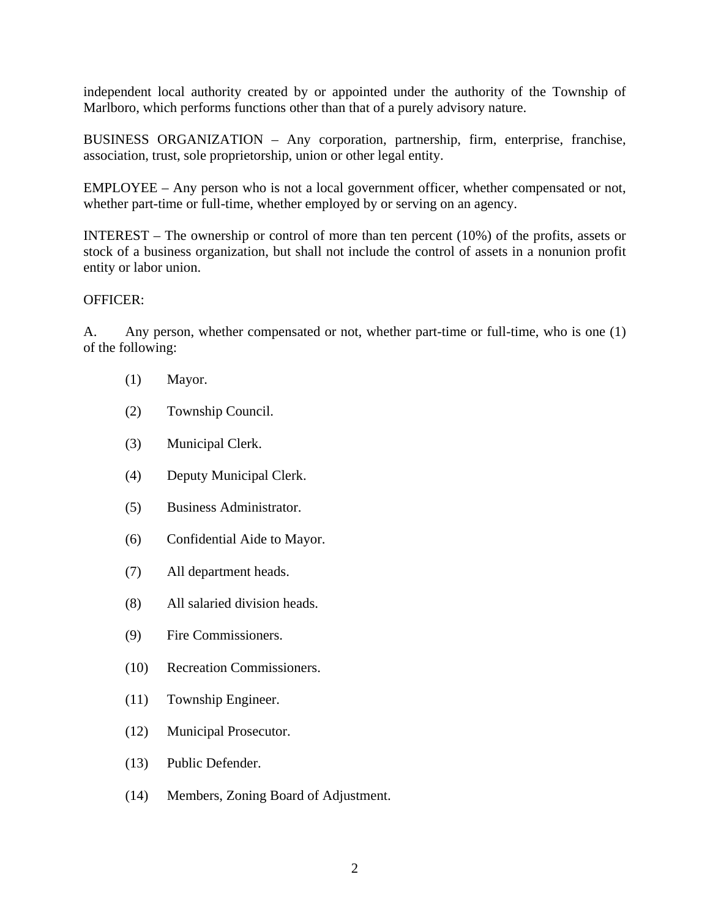independent local authority created by or appointed under the authority of the Township of Marlboro, which performs functions other than that of a purely advisory nature.

BUSINESS ORGANIZATION – Any corporation, partnership, firm, enterprise, franchise, association, trust, sole proprietorship, union or other legal entity.

EMPLOYEE – Any person who is not a local government officer, whether compensated or not, whether part-time or full-time, whether employed by or serving on an agency.

INTEREST – The ownership or control of more than ten percent (10%) of the profits, assets or stock of a business organization, but shall not include the control of assets in a nonunion profit entity or labor union.

OFFICER:

A. Any person, whether compensated or not, whether part-time or full-time, who is one (1) of the following:

(1) Mayor.

(2) Township Council.

(3) Municipal Clerk.

(4) Deputy Municipal Clerk.

(5) Business Administrator.

(6) Confidential Aide to Mayor.

(7) All department heads.

(8) All salaried division heads.

(9) Fire Commissioners.

(10) Recreation Commissioners.

(11) Township Engineer.

(12) Municipal Prosecutor.

(13) Public Defender.

(14) Members, Zoning Board of Adjustment.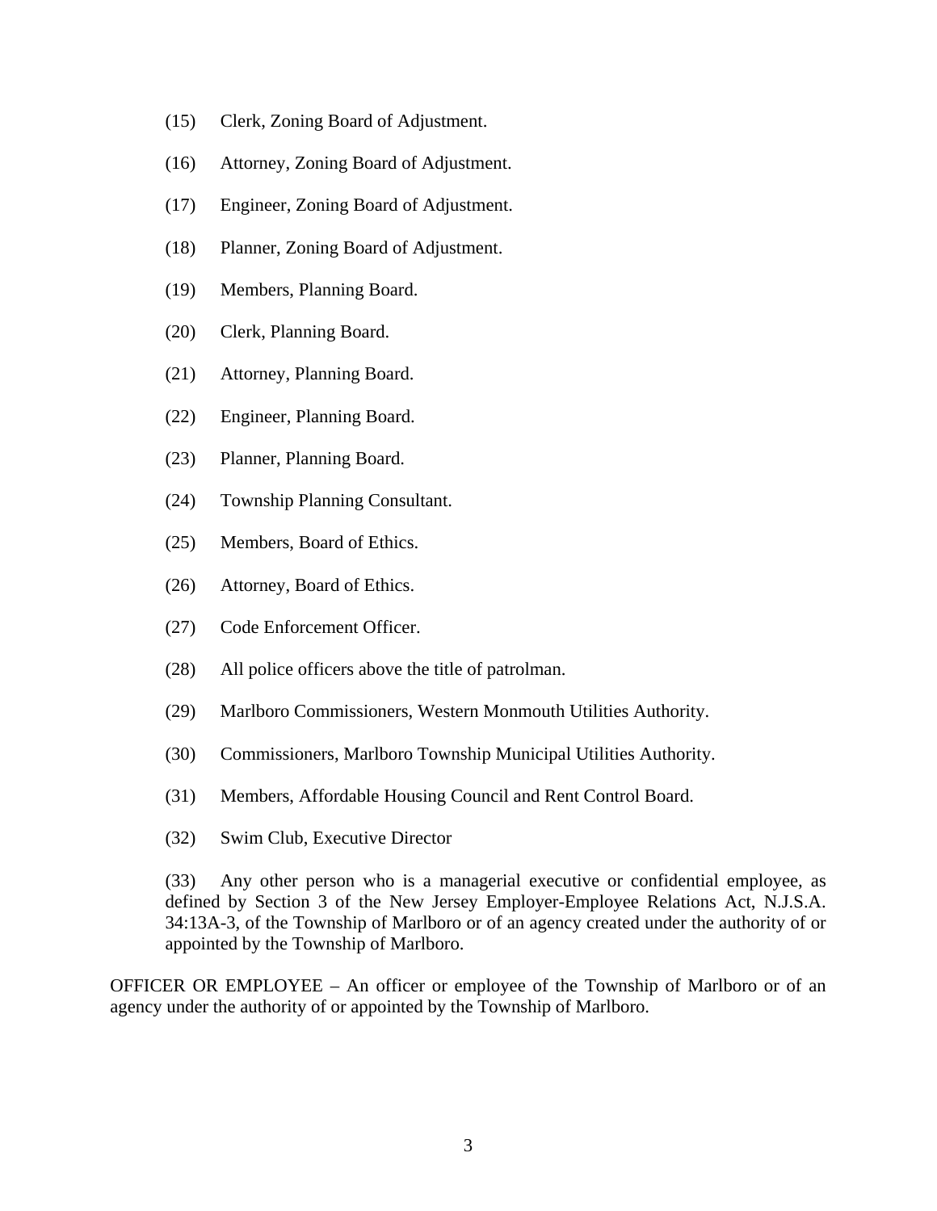(15) Clerk, Zoning Board of Adjustment.

(16) Attorney, Zoning Board of Adjustment.

(17) Engineer, Zoning Board of Adjustment.

(18) Planner, Zoning Board of Adjustment.

(19) Members, Planning Board.

(20) Clerk, Planning Board.

(21) Attorney, Planning Board.

(22) Engineer, Planning Board.

(23) Planner, Planning Board.

(24) Township Planning Consultant.

(25) Members, Board of Ethics.

(26) Attorney, Board of Ethics.

(27) Code Enforcement Officer.

(28) All police officers above the title of patrolman.

(29) Marlboro Commissioners, Western Monmouth Utilities Authority.

(30) Commissioners, Marlboro Township Municipal Utilities Authority.

(31) Members, Affordable Housing Council and Rent Control Board.

(32) Swim Club, Executive Director

(33) Any other person who is a managerial executive or confidential employee, as defined by Section 3 of the New Jersey Employer-Employee Relations Act, N.J.S.A. 34:13A-3, of the Township of Marlboro or of an agency created under the authority of or appointed by the Township of Marlboro.

OFFICER OR EMPLOYEE – An officer or employee of the Township of Marlboro or of an agency under the authority of or appointed by the Township of Marlboro.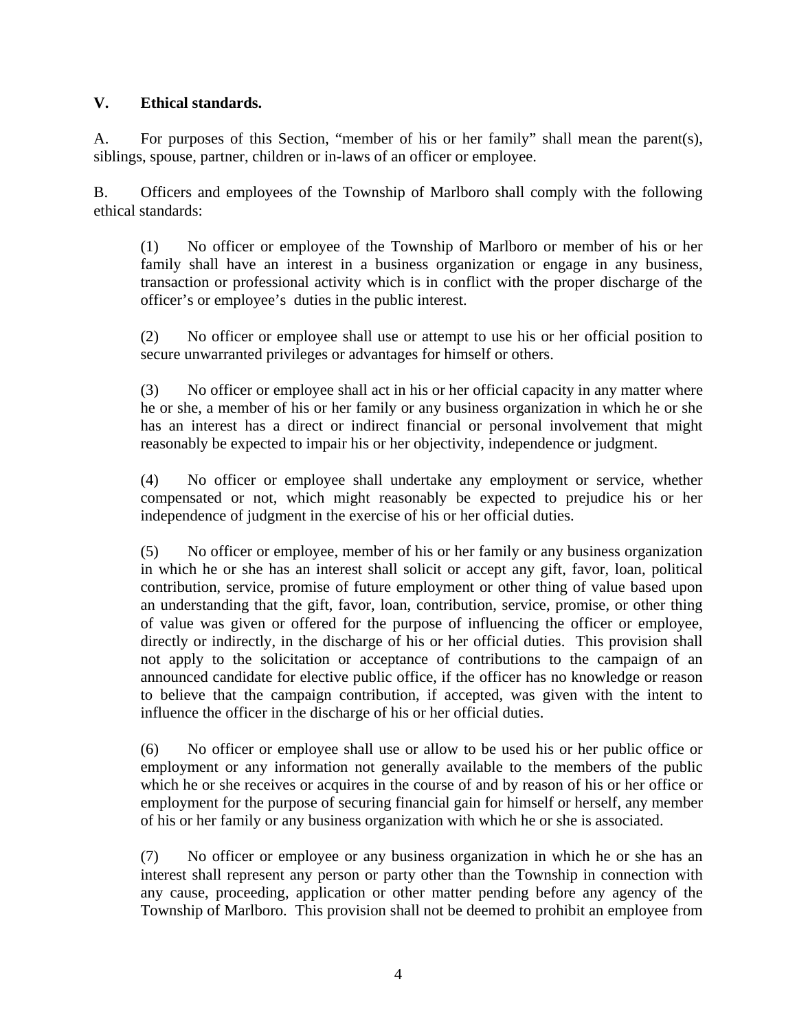## V. Ethical standards.

A. For purposes of this Section, "member of his or her family" shall mean the parent(s), siblings, spouse, partner, children or in-laws of an officer or employee.

B. Officers and employees of the Township of Marlboro shall comply with the following ethical standards:

(1) No officer or employee of the Township of Marlboro or member of his or her family shall have an interest in a business organization or engage in any business, transaction or professional activity which is in conflict with the proper discharge of the officer's or employee's duties in the public interest.

(2) No officer or employee shall use or attempt to use his or her official position to secure unwarranted privileges or advantages for himself or others.

(3) No officer or employee shall act in his or her official capacity in any matter where he or she, a member of his or her family or any business organization in which he or she has an interest has a direct or indirect financial or personal involvement that might reasonably be expected to impair his or her objectivity, independence or judgment.

(4) No officer or employee shall undertake any employment or service, whether compensated or not, which might reasonably be expected to prejudice his or her independence of judgment in the exercise of his or her official duties.

(5) No officer or employee, member of his or her family or any business organization in which he or she has an interest shall solicit or accept any gift, favor, loan, political contribution, service, promise of future employment or other thing of value based upon an understanding that the gift, favor, loan, contribution, service, promise, or other thing of value was given or offered for the purpose of influencing the officer or employee, directly or indirectly, in the discharge of his or her official duties. This provision shall not apply to the solicitation or acceptance of contributions to the campaign of an announced candidate for elective public office, if the officer has no knowledge or reason to believe that the campaign contribution, if accepted, was given with the intent to influence the officer in the discharge of his or her official duties.

(6) No officer or employee shall use or allow to be used his or her public office or employment or any information not generally available to the members of the public which he or she receives or acquires in the course of and by reason of his or her office or employment for the purpose of securing financial gain for himself or herself, any member of his or her family or any business organization with which he or she is associated.

(7) No officer or employee or any business organization in which he or she has an interest shall represent any person or party other than the Township in connection with any cause, proceeding, application or other matter pending before any agency of the Township of Marlboro. This provision shall not be deemed to prohibit an employee from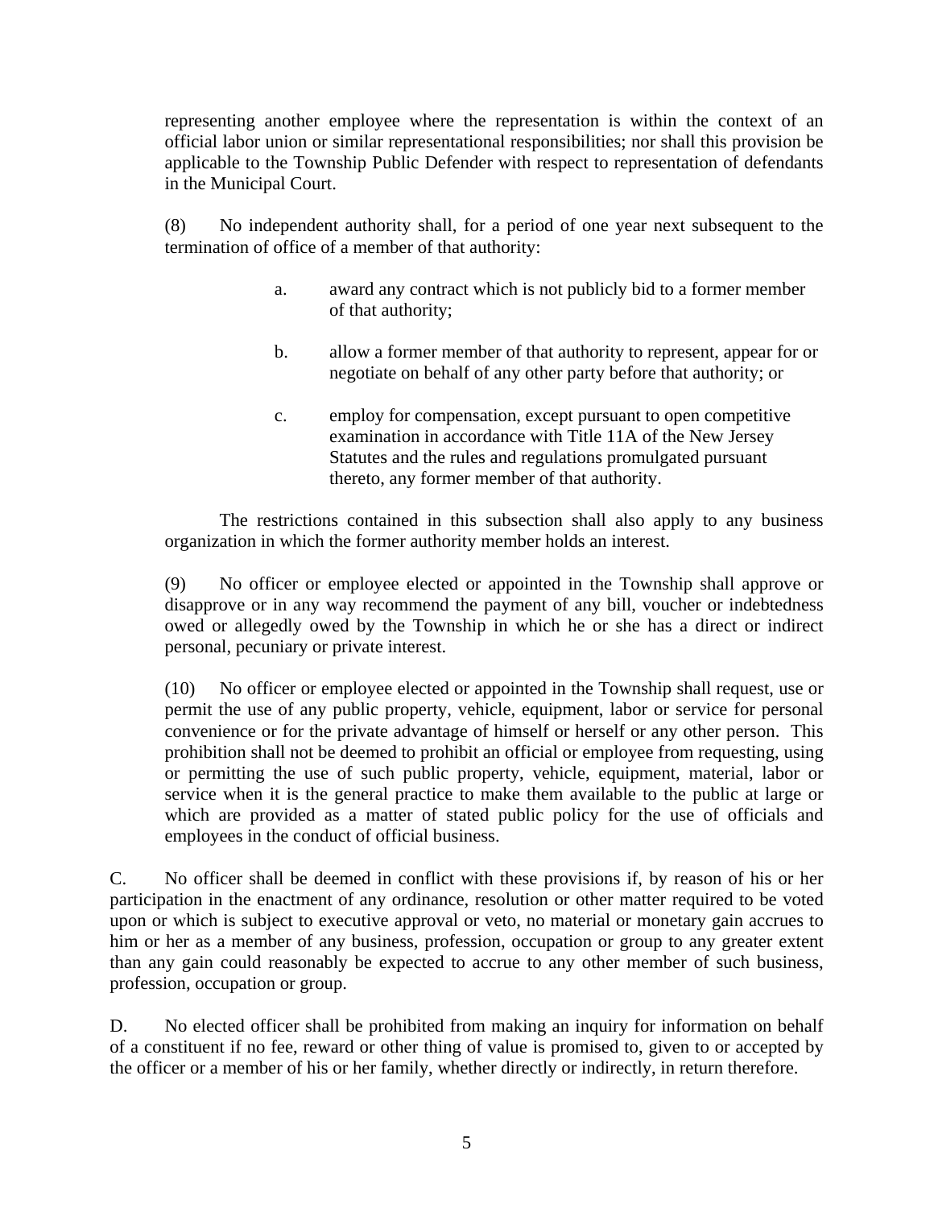representing another employee where the representation is within the context of an official labor union or similar representational responsibilities; nor shall this provision be applicable to the Township Public Defender with respect to representation of defendants in the Municipal Court.

(8) No independent authority shall, for a period of one year next subsequent to the termination of office of a member of that authority:

> a. award any contract which is not publicly bid to a former member of that authority;
>
> b. allow a former member of that authority to represent, appear for or negotiate on behalf of any other party before that authority; or
>
> c. employ for compensation, except pursuant to open competitive examination in accordance with Title 11A of the New Jersey Statutes and the rules and regulations promulgated pursuant thereto, any former member of that authority.

The restrictions contained in this subsection shall also apply to any business organization in which the former authority member holds an interest.

(9) No officer or employee elected or appointed in the Township shall approve or disapprove or in any way recommend the payment of any bill, voucher or indebtedness owed or allegedly owed by the Township in which he or she has a direct or indirect personal, pecuniary or private interest.

(10) No officer or employee elected or appointed in the Township shall request, use or permit the use of any public property, vehicle, equipment, labor or service for personal convenience or for the private advantage of himself or herself or any other person. This prohibition shall not be deemed to prohibit an official or employee from requesting, using or permitting the use of such public property, vehicle, equipment, material, labor or service when it is the general practice to make them available to the public at large or which are provided as a matter of stated public policy for the use of officials and employees in the conduct of official business.

C. No officer shall be deemed in conflict with these provisions if, by reason of his or her participation in the enactment of any ordinance, resolution or other matter required to be voted upon or which is subject to executive approval or veto, no material or monetary gain accrues to him or her as a member of any business, profession, occupation or group to any greater extent than any gain could reasonably be expected to accrue to any other member of such business, profession, occupation or group.

D. No elected officer shall be prohibited from making an inquiry for information on behalf of a constituent if no fee, reward or other thing of value is promised to, given to or accepted by the officer or a member of his or her family, whether directly or indirectly, in return therefore.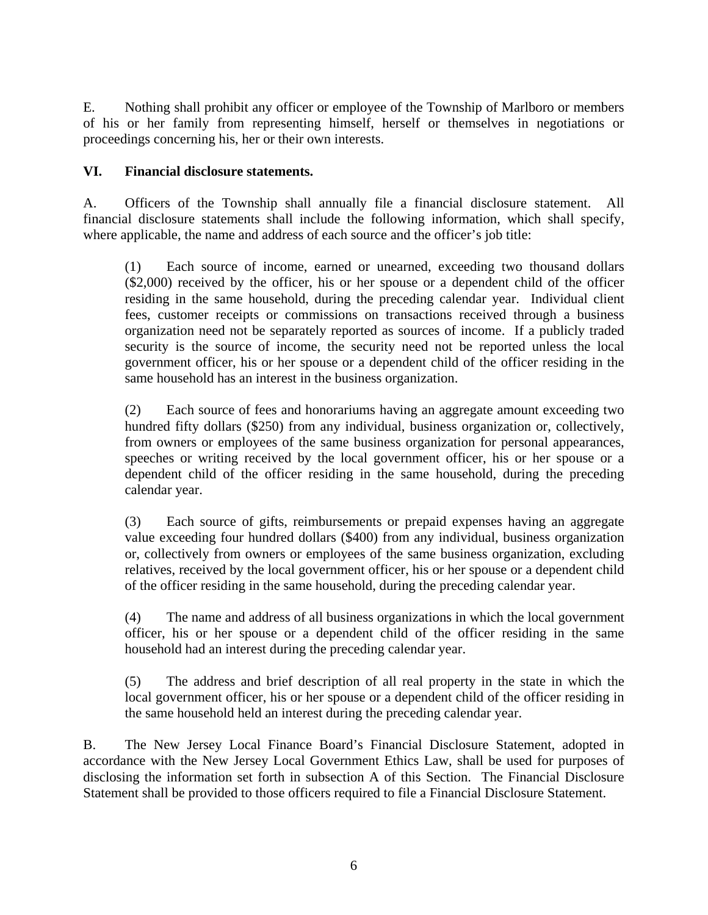E. Nothing shall prohibit any officer or employee of the Township of Marlboro or members of his or her family from representing himself, herself or themselves in negotiations or proceedings concerning his, her or their own interests.

**VI. Financial disclosure statements.**

A. Officers of the Township shall annually file a financial disclosure statement. All financial disclosure statements shall include the following information, which shall specify, where applicable, the name and address of each source and the officer's job title:

> (1) Each source of income, earned or unearned, exceeding two thousand dollars ($2,000) received by the officer, his or her spouse or a dependent child of the officer residing in the same household, during the preceding calendar year. Individual client fees, customer receipts or commissions on transactions received through a business organization need not be separately reported as sources of income. If a publicly traded security is the source of income, the security need not be reported unless the local government officer, his or her spouse or a dependent child of the officer residing in the same household has an interest in the business organization.
>
> (2) Each source of fees and honorariums having an aggregate amount exceeding two hundred fifty dollars ($250) from any individual, business organization or, collectively, from owners or employees of the same business organization for personal appearances, speeches or writing received by the local government officer, his or her spouse or a dependent child of the officer residing in the same household, during the preceding calendar year.
>
> (3) Each source of gifts, reimbursements or prepaid expenses having an aggregate value exceeding four hundred dollars ($400) from any individual, business organization or, collectively from owners or employees of the same business organization, excluding relatives, received by the local government officer, his or her spouse or a dependent child of the officer residing in the same household, during the preceding calendar year.
>
> (4) The name and address of all business organizations in which the local government officer, his or her spouse or a dependent child of the officer residing in the same household had an interest during the preceding calendar year.
>
> (5) The address and brief description of all real property in the state in which the local government officer, his or her spouse or a dependent child of the officer residing in the same household held an interest during the preceding calendar year.

B. The New Jersey Local Finance Board's Financial Disclosure Statement, adopted in accordance with the New Jersey Local Government Ethics Law, shall be used for purposes of disclosing the information set forth in subsection A of this Section. The Financial Disclosure Statement shall be provided to those officers required to file a Financial Disclosure Statement.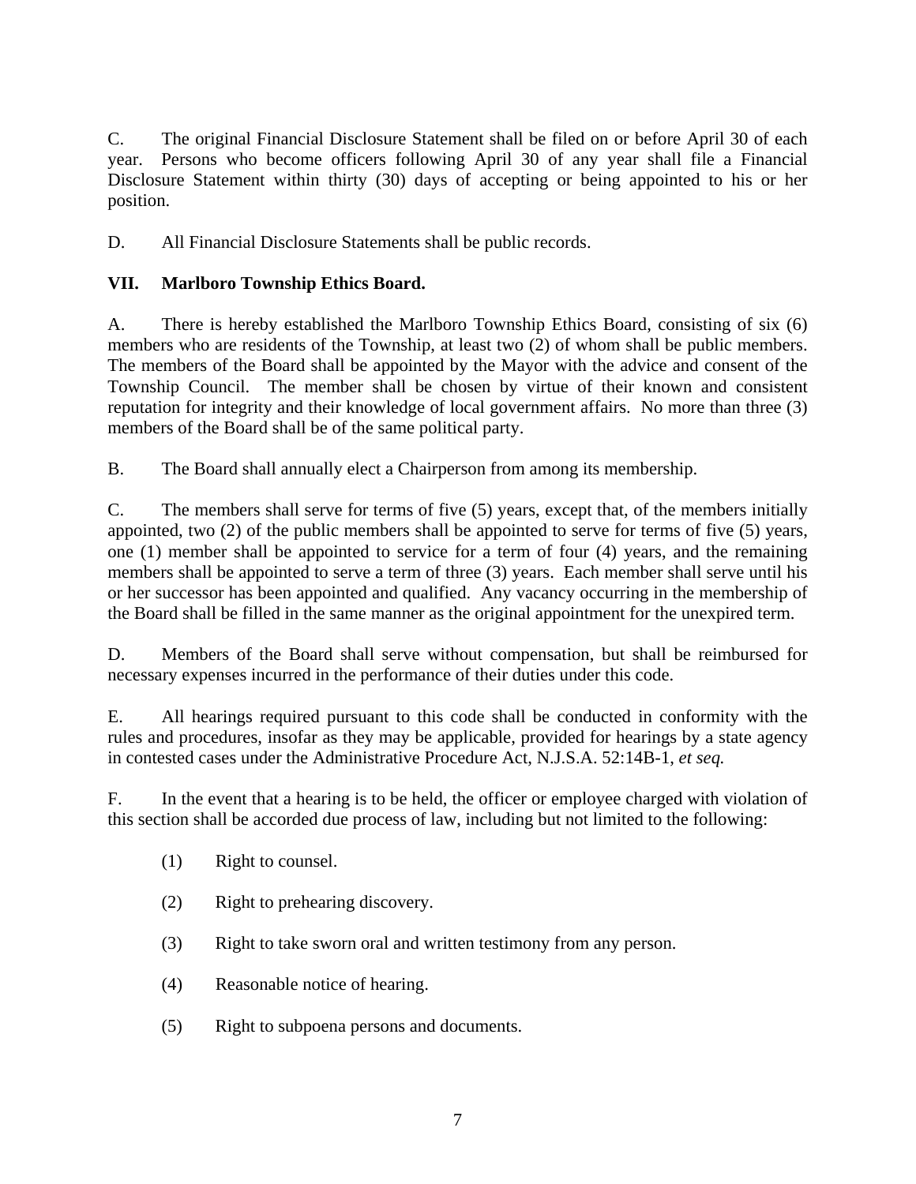C. The original Financial Disclosure Statement shall be filed on or before April 30 of each year. Persons who become officers following April 30 of any year shall file a Financial Disclosure Statement within thirty (30) days of accepting or being appointed to his or her position.

D. All Financial Disclosure Statements shall be public records.

## VII. Marlboro Township Ethics Board.

A. There is hereby established the Marlboro Township Ethics Board, consisting of six (6) members who are residents of the Township, at least two (2) of whom shall be public members. The members of the Board shall be appointed by the Mayor with the advice and consent of the Township Council. The member shall be chosen by virtue of their known and consistent reputation for integrity and their knowledge of local government affairs. No more than three (3) members of the Board shall be of the same political party.

B. The Board shall annually elect a Chairperson from among its membership.

C. The members shall serve for terms of five (5) years, except that, of the members initially appointed, two (2) of the public members shall be appointed to serve for terms of five (5) years, one (1) member shall be appointed to service for a term of four (4) years, and the remaining members shall be appointed to serve a term of three (3) years. Each member shall serve until his or her successor has been appointed and qualified. Any vacancy occurring in the membership of the Board shall be filled in the same manner as the original appointment for the unexpired term.

D. Members of the Board shall serve without compensation, but shall be reimbursed for necessary expenses incurred in the performance of their duties under this code.

E. All hearings required pursuant to this code shall be conducted in conformity with the rules and procedures, insofar as they may be applicable, provided for hearings by a state agency in contested cases under the Administrative Procedure Act, N.J.S.A. 52:14B-1, *et seq.*

F. In the event that a hearing is to be held, the officer or employee charged with violation of this section shall be accorded due process of law, including but not limited to the following:

(1) Right to counsel.

(2) Right to prehearing discovery.

(3) Right to take sworn oral and written testimony from any person.

(4) Reasonable notice of hearing.

(5) Right to subpoena persons and documents.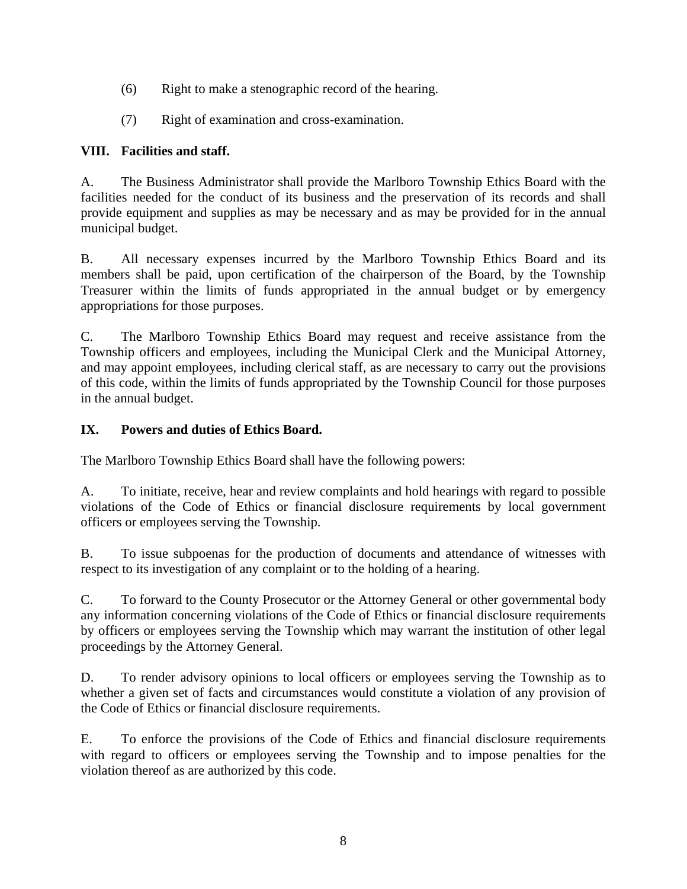(6) Right to make a stenographic record of the hearing.

(7) Right of examination and cross-examination.

## VIII. Facilities and staff.

A. The Business Administrator shall provide the Marlboro Township Ethics Board with the facilities needed for the conduct of its business and the preservation of its records and shall provide equipment and supplies as may be necessary and as may be provided for in the annual municipal budget.

B. All necessary expenses incurred by the Marlboro Township Ethics Board and its members shall be paid, upon certification of the chairperson of the Board, by the Township Treasurer within the limits of funds appropriated in the annual budget or by emergency appropriations for those purposes.

C. The Marlboro Township Ethics Board may request and receive assistance from the Township officers and employees, including the Municipal Clerk and the Municipal Attorney, and may appoint employees, including clerical staff, as are necessary to carry out the provisions of this code, within the limits of funds appropriated by the Township Council for those purposes in the annual budget.

## IX. Powers and duties of Ethics Board.

The Marlboro Township Ethics Board shall have the following powers:

A. To initiate, receive, hear and review complaints and hold hearings with regard to possible violations of the Code of Ethics or financial disclosure requirements by local government officers or employees serving the Township.

B. To issue subpoenas for the production of documents and attendance of witnesses with respect to its investigation of any complaint or to the holding of a hearing.

C. To forward to the County Prosecutor or the Attorney General or other governmental body any information concerning violations of the Code of Ethics or financial disclosure requirements by officers or employees serving the Township which may warrant the institution of other legal proceedings by the Attorney General.

D. To render advisory opinions to local officers or employees serving the Township as to whether a given set of facts and circumstances would constitute a violation of any provision of the Code of Ethics or financial disclosure requirements.

E. To enforce the provisions of the Code of Ethics and financial disclosure requirements with regard to officers or employees serving the Township and to impose penalties for the violation thereof as are authorized by this code.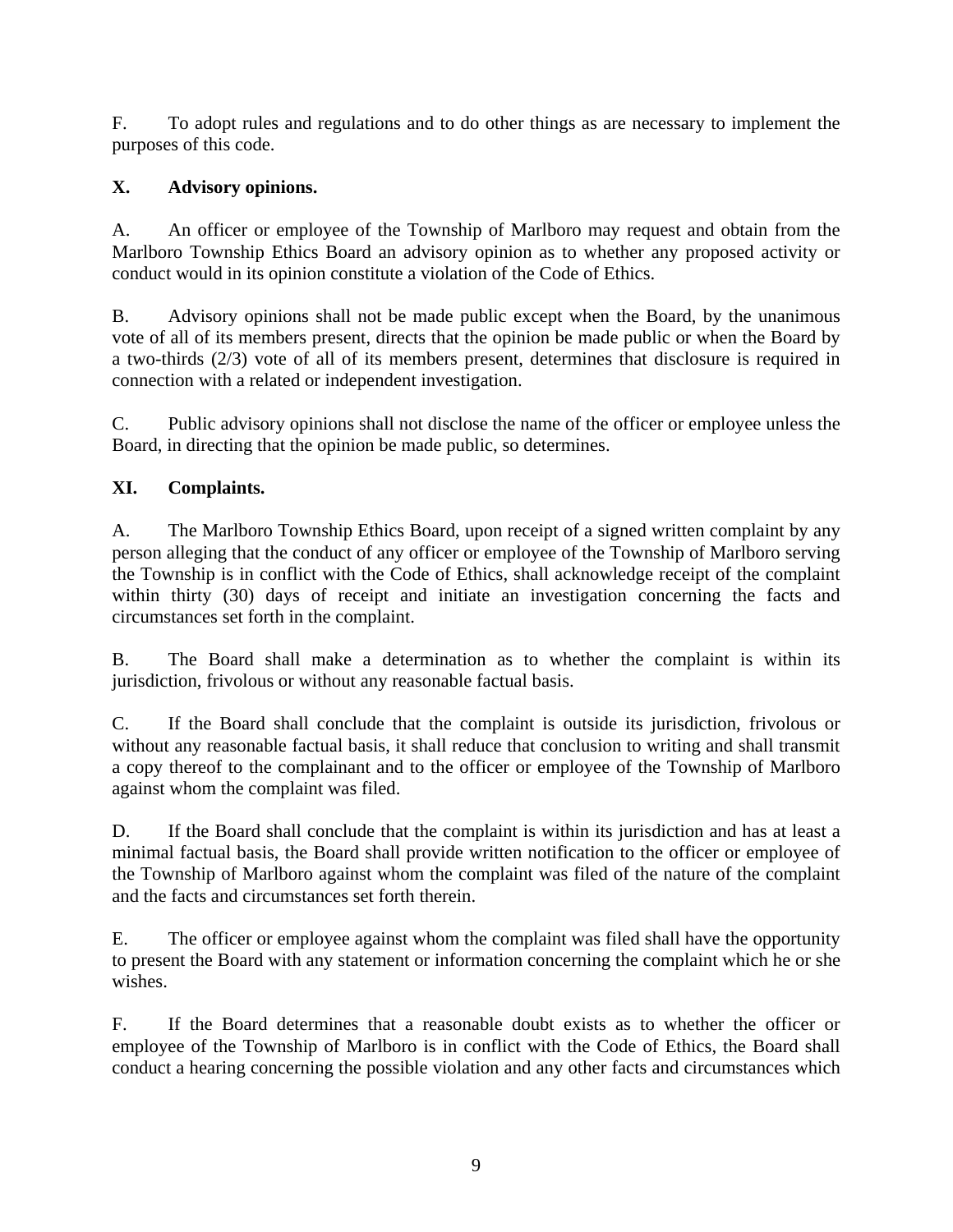F. To adopt rules and regulations and to do other things as are necessary to implement the purposes of this code.

**X. Advisory opinions.**

A. An officer or employee of the Township of Marlboro may request and obtain from the Marlboro Township Ethics Board an advisory opinion as to whether any proposed activity or conduct would in its opinion constitute a violation of the Code of Ethics.

B. Advisory opinions shall not be made public except when the Board, by the unanimous vote of all of its members present, directs that the opinion be made public or when the Board by a two-thirds (2/3) vote of all of its members present, determines that disclosure is required in connection with a related or independent investigation.

C. Public advisory opinions shall not disclose the name of the officer or employee unless the Board, in directing that the opinion be made public, so determines.

**XI. Complaints.**

A. The Marlboro Township Ethics Board, upon receipt of a signed written complaint by any person alleging that the conduct of any officer or employee of the Township of Marlboro serving the Township is in conflict with the Code of Ethics, shall acknowledge receipt of the complaint within thirty (30) days of receipt and initiate an investigation concerning the facts and circumstances set forth in the complaint.

B. The Board shall make a determination as to whether the complaint is within its jurisdiction, frivolous or without any reasonable factual basis.

C. If the Board shall conclude that the complaint is outside its jurisdiction, frivolous or without any reasonable factual basis, it shall reduce that conclusion to writing and shall transmit a copy thereof to the complainant and to the officer or employee of the Township of Marlboro against whom the complaint was filed.

D. If the Board shall conclude that the complaint is within its jurisdiction and has at least a minimal factual basis, the Board shall provide written notification to the officer or employee of the Township of Marlboro against whom the complaint was filed of the nature of the complaint and the facts and circumstances set forth therein.

E. The officer or employee against whom the complaint was filed shall have the opportunity to present the Board with any statement or information concerning the complaint which he or she wishes.

F. If the Board determines that a reasonable doubt exists as to whether the officer or employee of the Township of Marlboro is in conflict with the Code of Ethics, the Board shall conduct a hearing concerning the possible violation and any other facts and circumstances which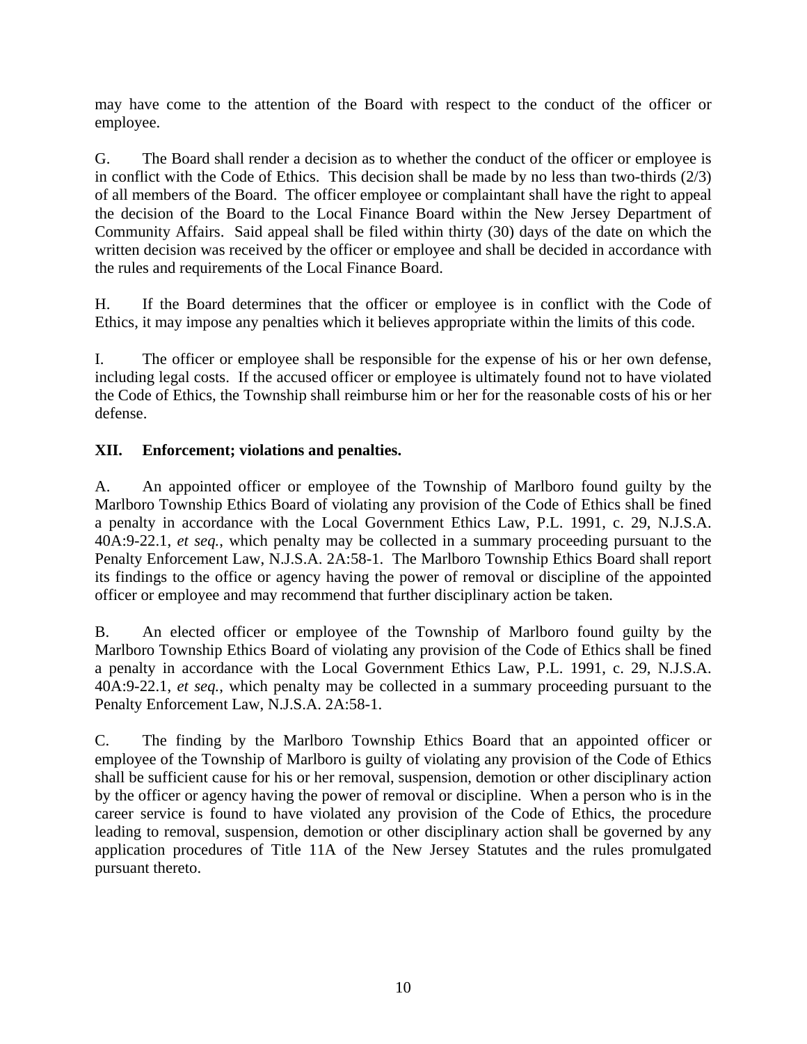may have come to the attention of the Board with respect to the conduct of the officer or employee.

G. The Board shall render a decision as to whether the conduct of the officer or employee is in conflict with the Code of Ethics. This decision shall be made by no less than two-thirds (2/3) of all members of the Board. The officer employee or complaintant shall have the right to appeal the decision of the Board to the Local Finance Board within the New Jersey Department of Community Affairs. Said appeal shall be filed within thirty (30) days of the date on which the written decision was received by the officer or employee and shall be decided in accordance with the rules and requirements of the Local Finance Board.

H. If the Board determines that the officer or employee is in conflict with the Code of Ethics, it may impose any penalties which it believes appropriate within the limits of this code.

I. The officer or employee shall be responsible for the expense of his or her own defense, including legal costs. If the accused officer or employee is ultimately found not to have violated the Code of Ethics, the Township shall reimburse him or her for the reasonable costs of his or her defense.

**XII. Enforcement; violations and penalties.**

A. An appointed officer or employee of the Township of Marlboro found guilty by the Marlboro Township Ethics Board of violating any provision of the Code of Ethics shall be fined a penalty in accordance with the Local Government Ethics Law, P.L. 1991, c. 29, N.J.S.A. 40A:9-22.1, *et seq.*, which penalty may be collected in a summary proceeding pursuant to the Penalty Enforcement Law, N.J.S.A. 2A:58-1. The Marlboro Township Ethics Board shall report its findings to the office or agency having the power of removal or discipline of the appointed officer or employee and may recommend that further disciplinary action be taken.

B. An elected officer or employee of the Township of Marlboro found guilty by the Marlboro Township Ethics Board of violating any provision of the Code of Ethics shall be fined a penalty in accordance with the Local Government Ethics Law, P.L. 1991, c. 29, N.J.S.A. 40A:9-22.1, *et seq.*, which penalty may be collected in a summary proceeding pursuant to the Penalty Enforcement Law, N.J.S.A. 2A:58-1.

C. The finding by the Marlboro Township Ethics Board that an appointed officer or employee of the Township of Marlboro is guilty of violating any provision of the Code of Ethics shall be sufficient cause for his or her removal, suspension, demotion or other disciplinary action by the officer or agency having the power of removal or discipline. When a person who is in the career service is found to have violated any provision of the Code of Ethics, the procedure leading to removal, suspension, demotion or other disciplinary action shall be governed by any application procedures of Title 11A of the New Jersey Statutes and the rules promulgated pursuant thereto.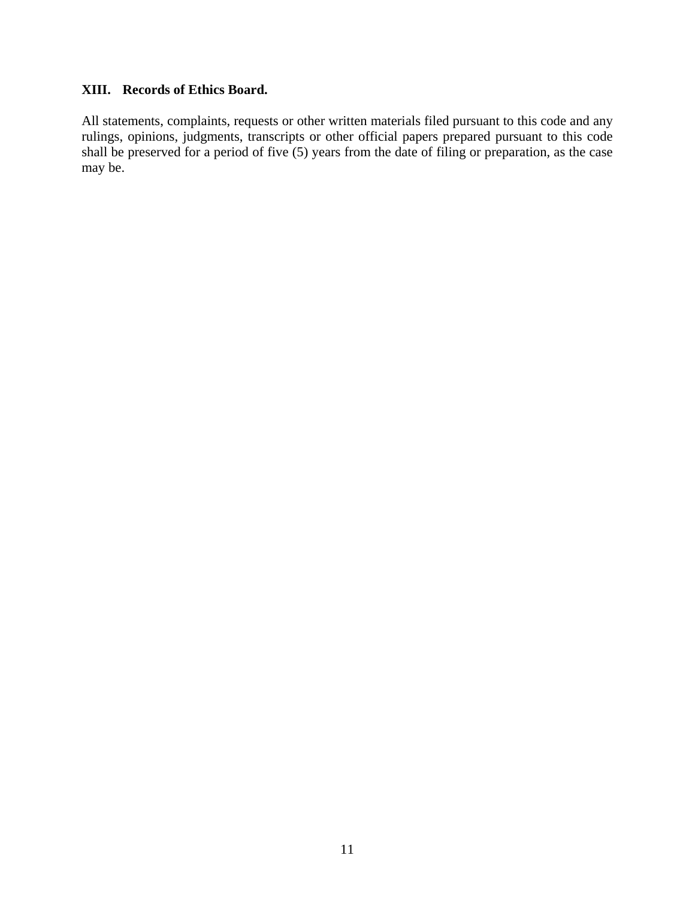## XIII. Records of Ethics Board.

All statements, complaints, requests or other written materials filed pursuant to this code and any rulings, opinions, judgments, transcripts or other official papers prepared pursuant to this code shall be preserved for a period of five (5) years from the date of filing or preparation, as the case may be.